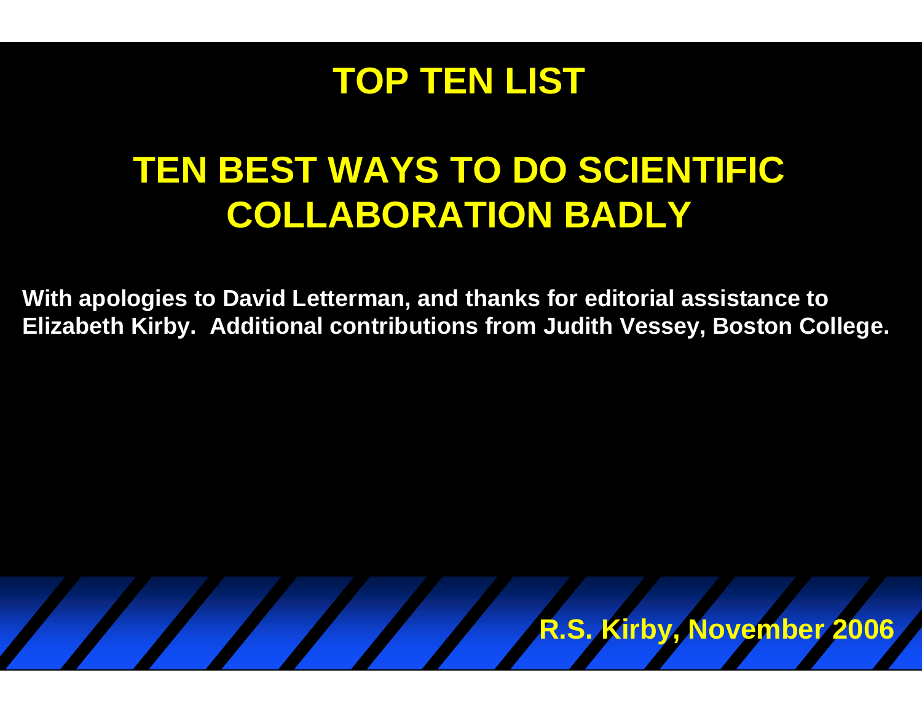# TOP TEN LIST

## TEN BEST WAYS TO DO SCIENTIFIC COLLABORATION BADLY

**With apologies to David Letterman, and thanks for editorial assistance to Elizabeth Kirby. Additional contributions from Judith Vessey, Boston College.**

**R.S. Kirby, November 2006**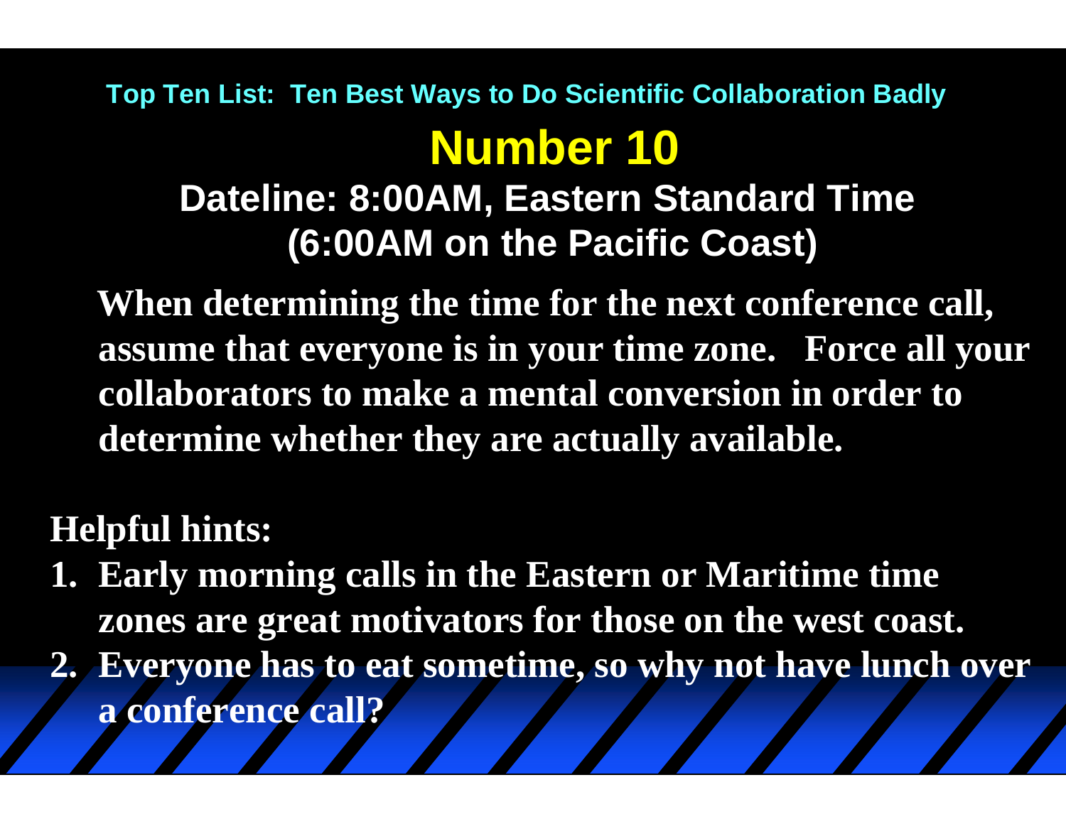Top Ten List: Ten Best Ways to Do Scientific Collaboration Badly

# Number 10

## Dateline: 8:00AM, Eastern Standard Time (6:00AM on the Pacific Coast)

**When determining the time for the next conference call, assume that everyone is in your time zone. Force all your collaborators to make a mental conversion in order to determine whether they are actually available.**

**Helpful hints:**

1. **Early morning calls in the Eastern or Maritime time zones are great motivators for those on the west coast.**
2. **Everyone has to eat sometime, so why not have lunch over a conference call?**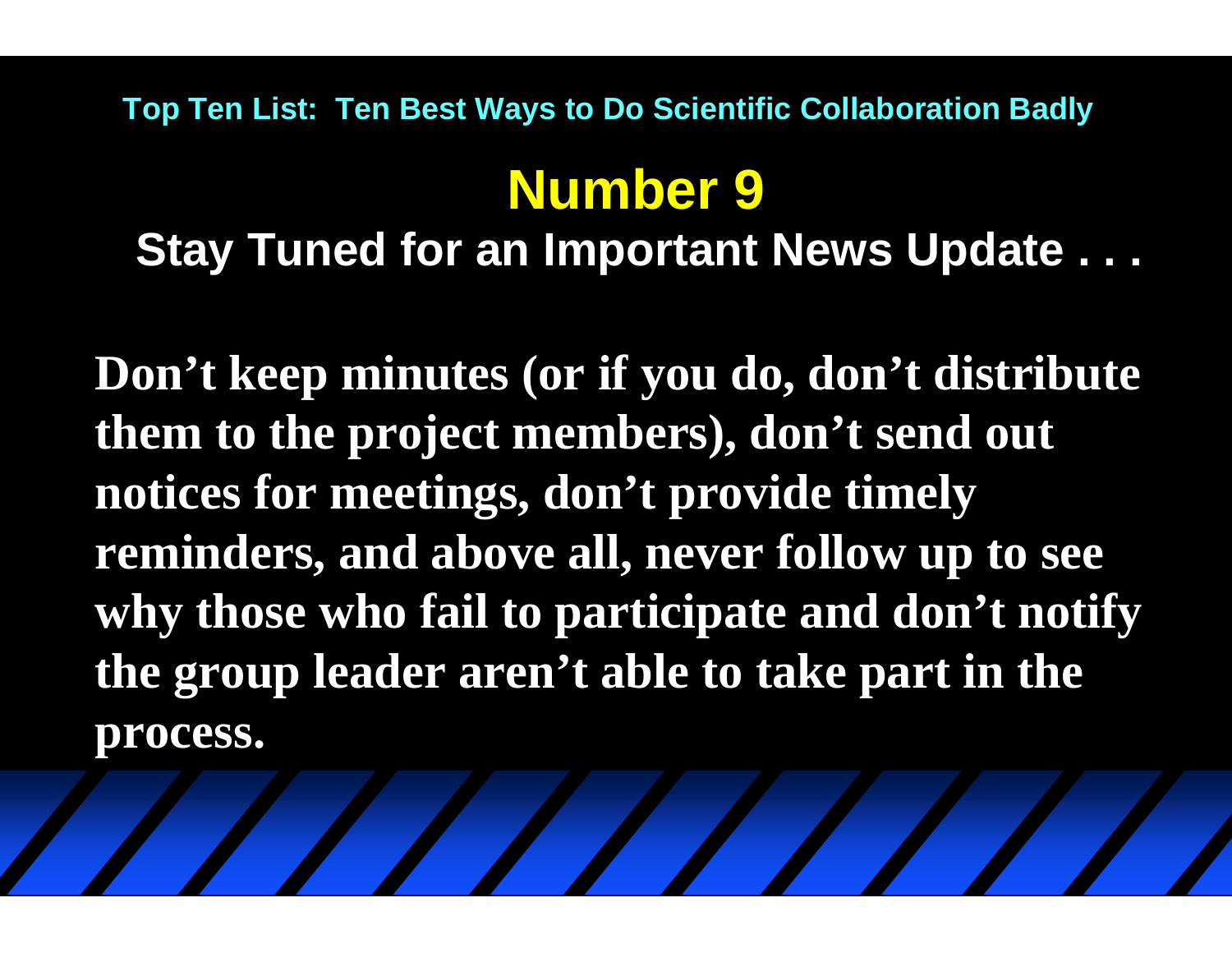Top Ten List: Ten Best Ways to Do Scientific Collaboration Badly

# Number 9

## Stay Tuned for an Important News Update . . .

**Don’t keep minutes (or if you do, don’t distribute them to the project members), don’t send out notices for meetings, don’t provide timely reminders, and above all, never follow up to see why those who fail to participate and don’t notify the group leader aren’t able to take part in the process.**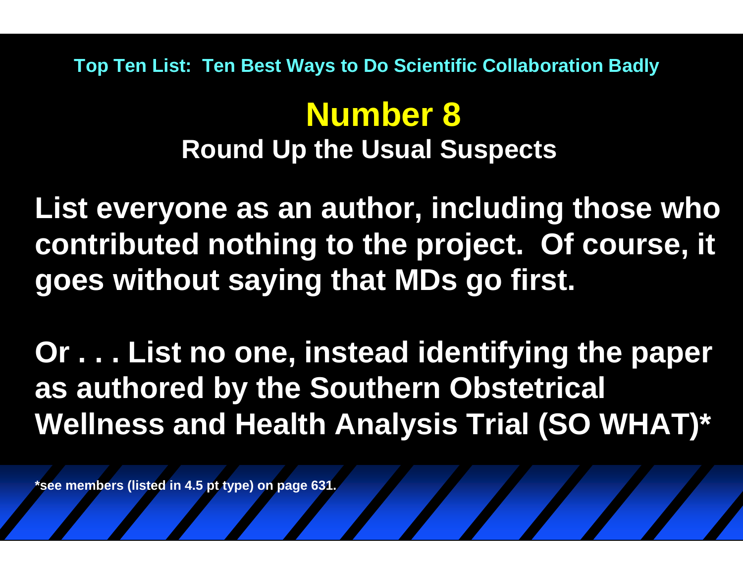Top Ten List: Ten Best Ways to Do Scientific Collaboration Badly

# Number 8

## Round Up the Usual Suspects

**List everyone as an author, including those who contributed nothing to the project. Of course, it goes without saying that MDs go first.**

**Or . . . List no one, instead identifying the paper as authored by the Southern Obstetrical Wellness and Health Analysis Trial (SO WHAT)***

*see members (listed in 4.5 pt type) on page 631.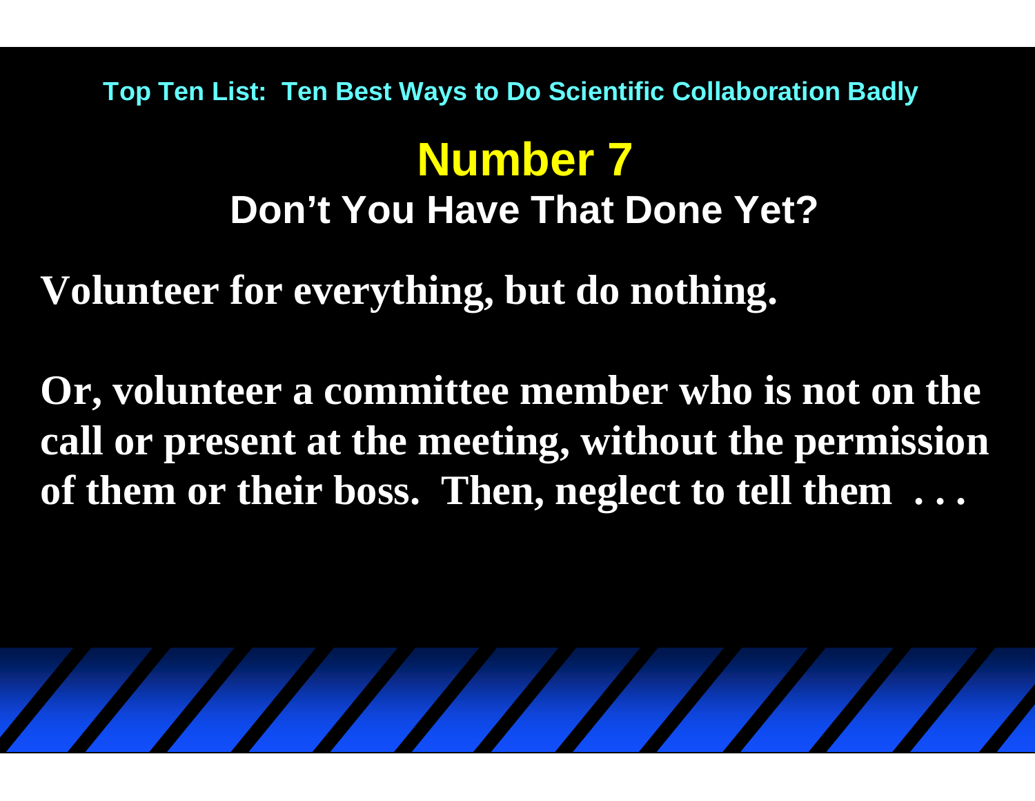Top Ten List: Ten Best Ways to Do Scientific Collaboration Badly

# Number 7

## Don't You Have That Done Yet?

**Volunteer for everything, but do nothing.**

**Or, volunteer a committee member who is not on the call or present at the meeting, without the permission of them or their boss. Then, neglect to tell them . . .**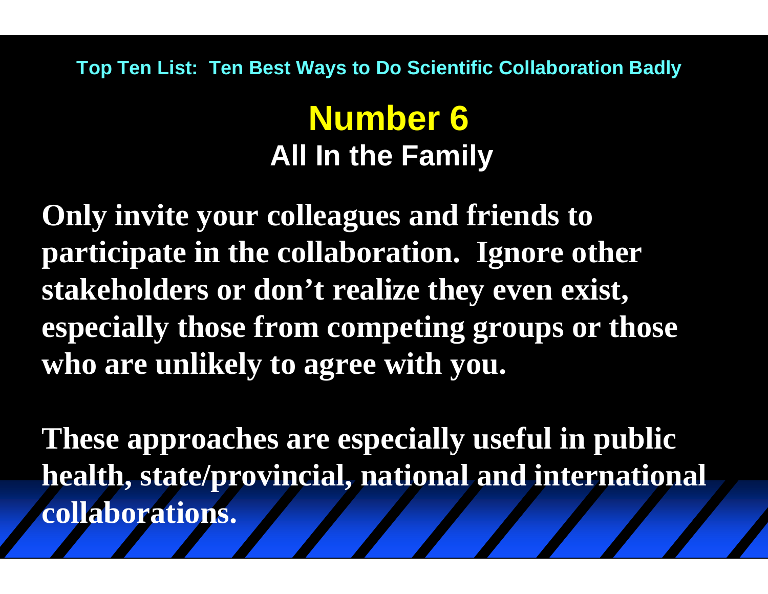Top Ten List: Ten Best Ways to Do Scientific Collaboration Badly

# Number 6

## All In the Family

**Only invite your colleagues and friends to participate in the collaboration. Ignore other stakeholders or don't realize they even exist, especially those from competing groups or those who are unlikely to agree with you.**

**These approaches are especially useful in public health, state/provincial, national and international collaborations.**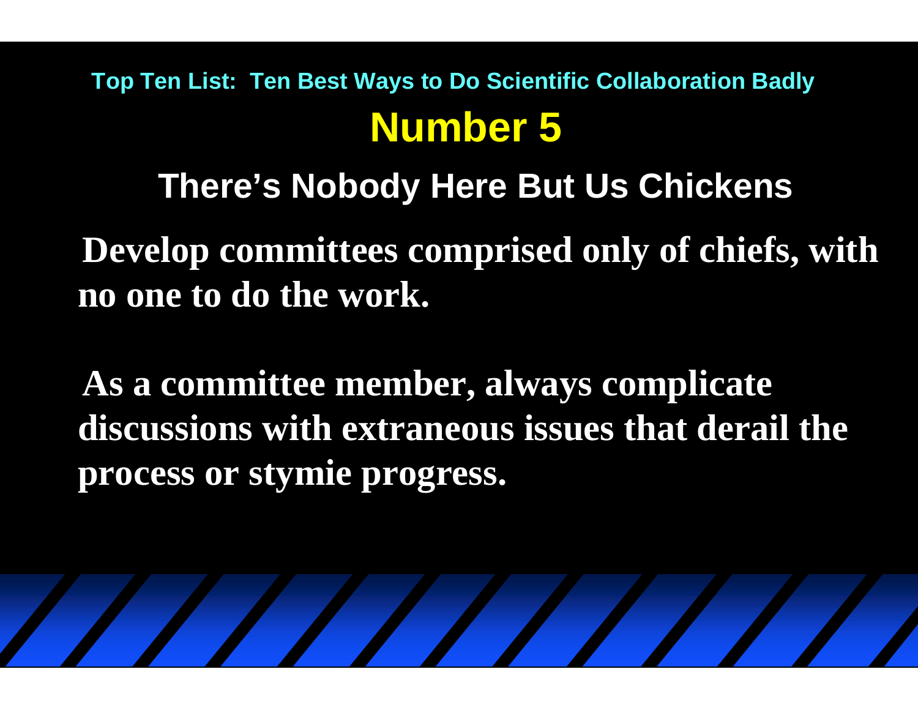Top Ten List: Ten Best Ways to Do Scientific Collaboration Badly

# Number 5

## There's Nobody Here But Us Chickens

**Develop committees comprised only of chiefs, with no one to do the work.**

**As a committee member, always complicate discussions with extraneous issues that derail the process or stymie progress.**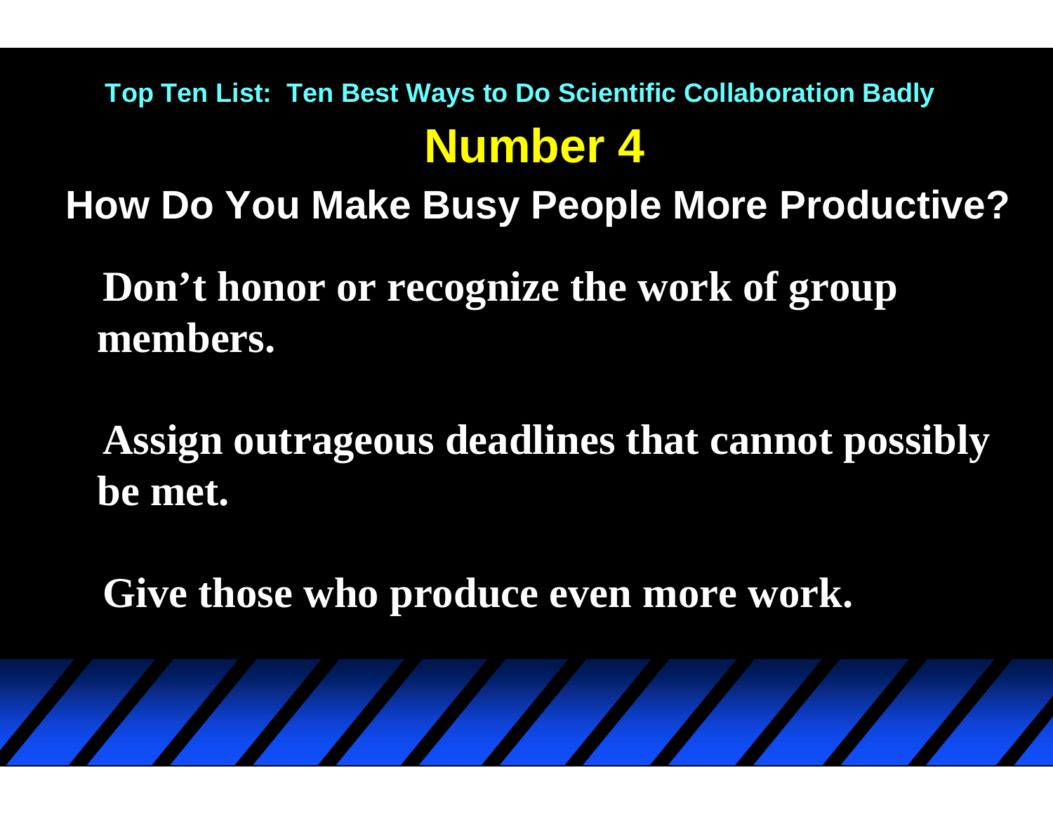Top Ten List: Ten Best Ways to Do Scientific Collaboration Badly

# Number 4

## How Do You Make Busy People More Productive?

**Don’t honor or recognize the work of group members.**

**Assign outrageous deadlines that cannot possibly be met.**

**Give those who produce even more work.**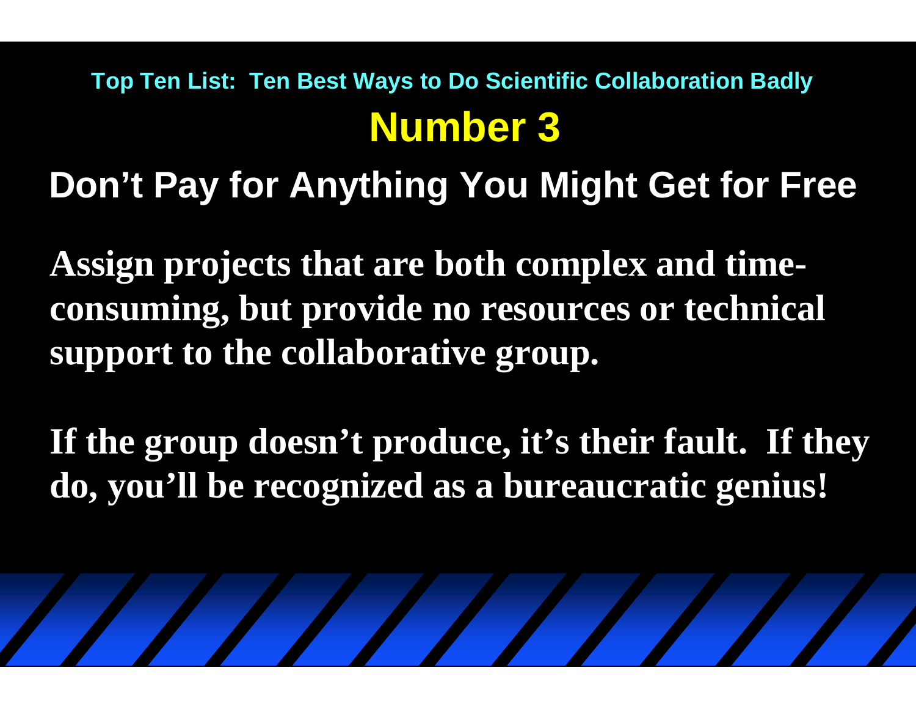Top Ten List: Ten Best Ways to Do Scientific Collaboration Badly

# Number 3

## Don't Pay for Anything You Might Get for Free

**Assign projects that are both complex and time-consuming, but provide no resources or technical support to the collaborative group.**

**If the group doesn't produce, it's their fault. If they do, you'll be recognized as a bureaucratic genius!**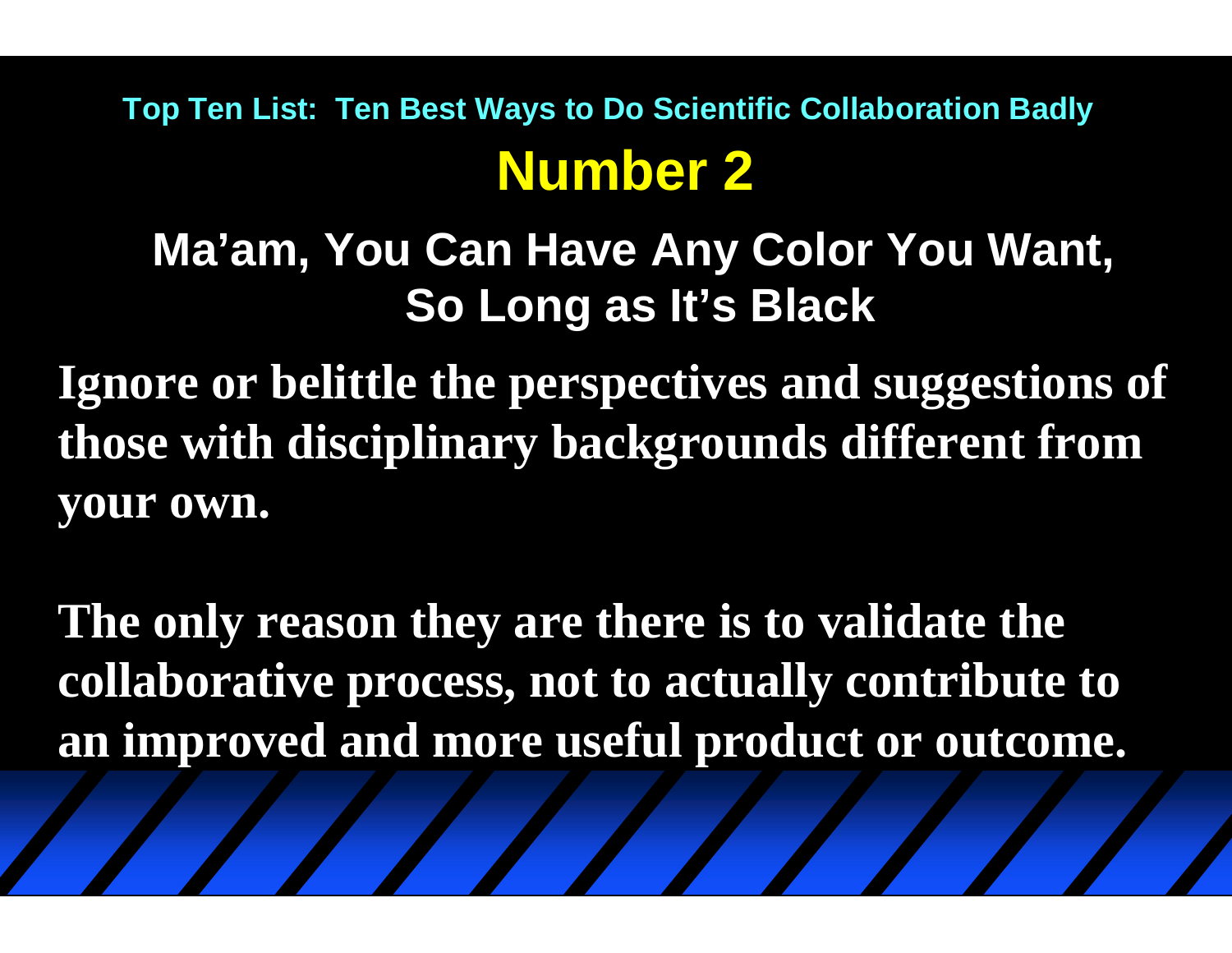Top Ten List: Ten Best Ways to Do Scientific Collaboration Badly

# Number 2

## Ma'am, You Can Have Any Color You Want, So Long as It's Black

**Ignore or belittle the perspectives and suggestions of those with disciplinary backgrounds different from your own.**

**The only reason they are there is to validate the collaborative process, not to actually contribute to an improved and more useful product or outcome.**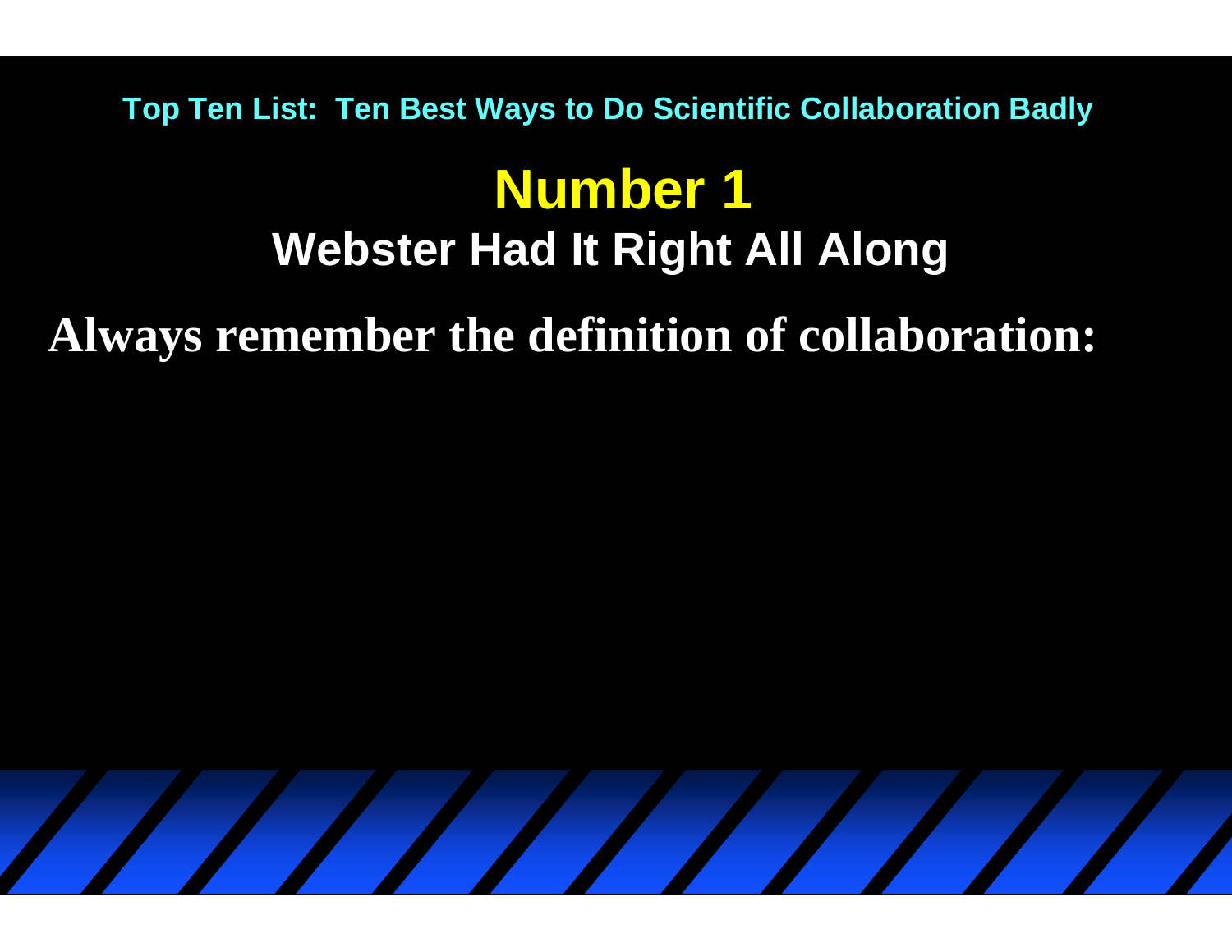Top Ten List: Ten Best Ways to Do Scientific Collaboration Badly

# Number 1

## Webster Had It Right All Along

**Always remember the definition of collaboration:**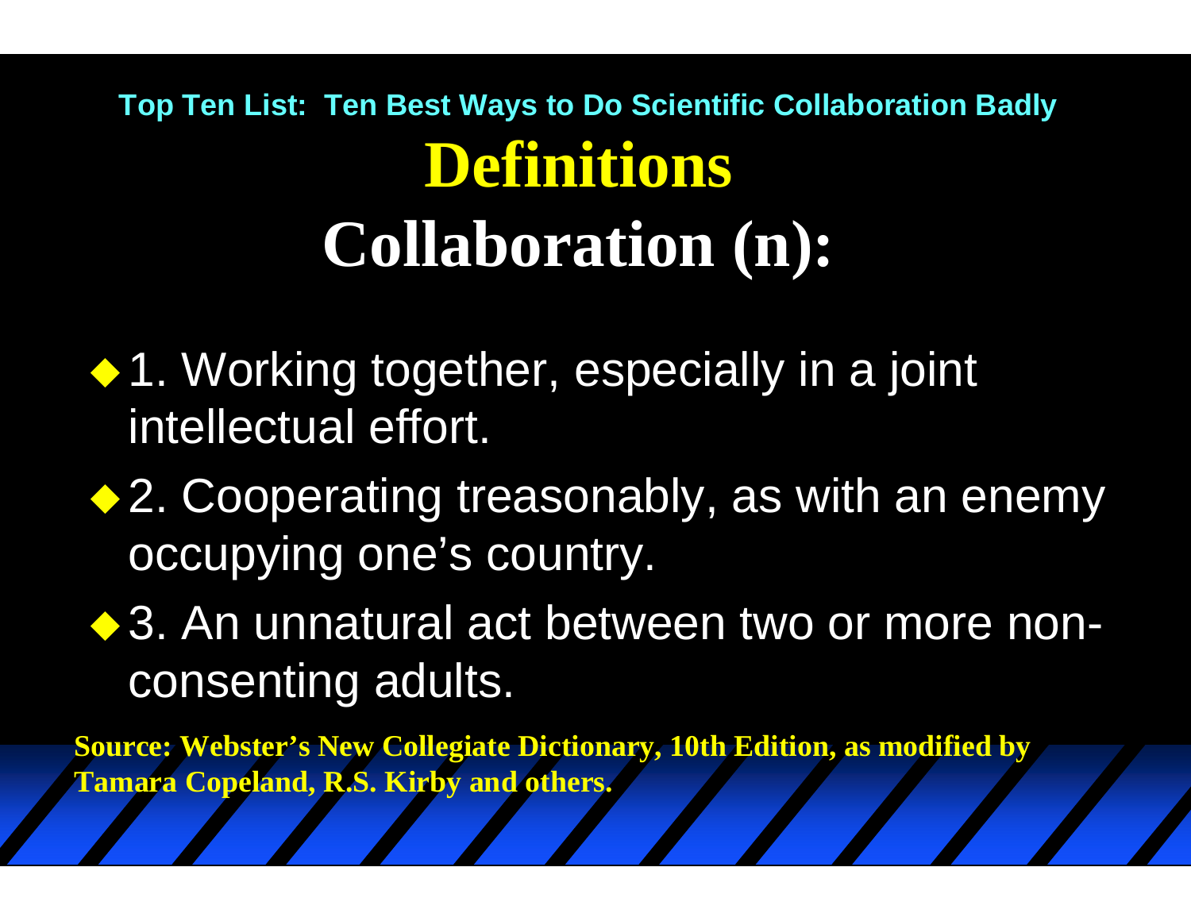Top Ten List: Ten Best Ways to Do Scientific Collaboration Badly

# Definitions

## Collaboration (n):

- 1. Working together, especially in a joint intellectual effort.
- 2. Cooperating treasonably, as with an enemy occupying one's country.
- 3. An unnatural act between two or more non-consenting adults.

**Source: Webster's New Collegiate Dictionary, 10th Edition, as modified by Tamara Copeland, R.S. Kirby and others.**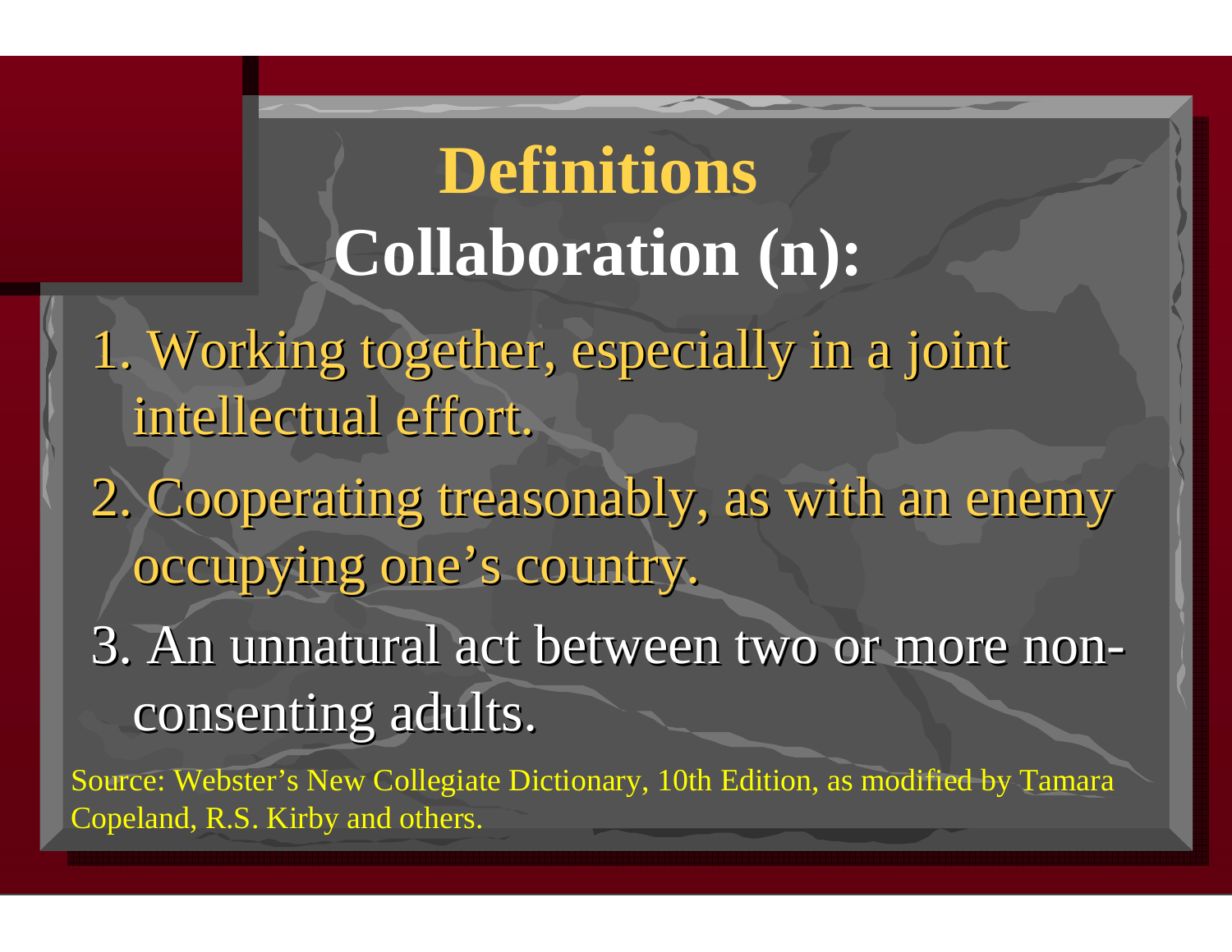# Definitions

## Collaboration (n):

1. Working together, especially in a joint intellectual effort.
2. Cooperating treasonably, as with an enemy occupying one's country.
3. An unnatural act between two or more non-consenting adults.

Source: Webster's New Collegiate Dictionary, 10th Edition, as modified by Tamara Copeland, R.S. Kirby and others.